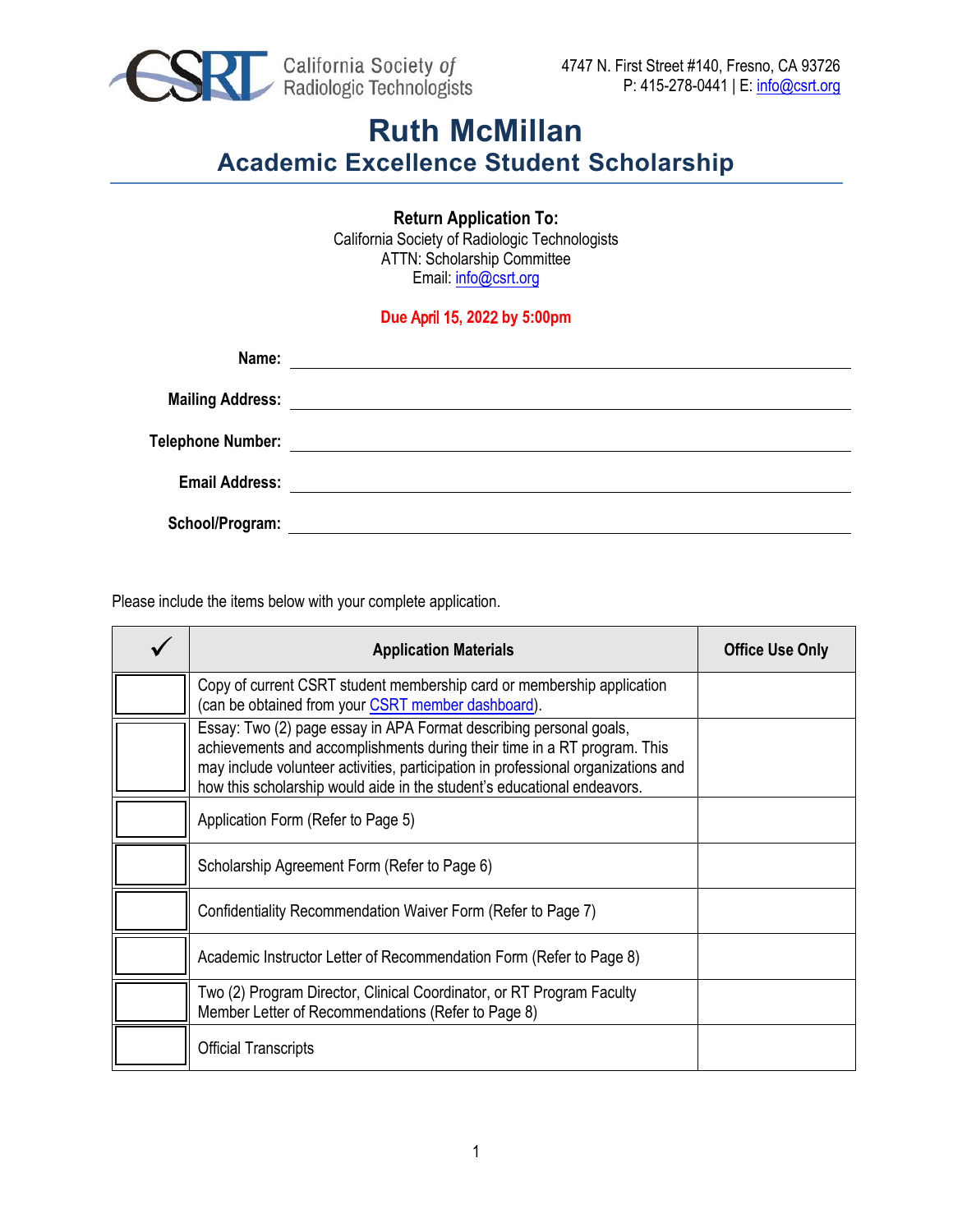California Society of Radiologic Technologists

4747 N. First Street #140, Fresno, CA 93726
P: 415-278-0441 | E: info@csrt.org

# Ruth McMillan
## Academic Excellence Student Scholarship

**Return Application To:**
California Society of Radiologic Technologists
ATTN: Scholarship Committee
Email: info@csrt.org

**Due April 15, 2022 by 5:00pm**

**Name:** ______________________________

**Mailing Address:** ______________________________

**Telephone Number:** ______________________________

**Email Address:** ______________________________

**School/Program:** ______________________________

Please include the items below with your complete application.

| ✓ | Application Materials | Office Use Only |
|---|---|---|
| ☐ | Copy of current CSRT student membership card or membership application (can be obtained from your CSRT member dashboard). | |
| ☐ | Essay: Two (2) page essay in APA Format describing personal goals, achievements and accomplishments during their time in a RT program. This may include volunteer activities, participation in professional organizations and how this scholarship would aide in the student's educational endeavors. | |
| ☐ | Application Form (Refer to Page 5) | |
| ☐ | Scholarship Agreement Form (Refer to Page 6) | |
| ☐ | Confidentiality Recommendation Waiver Form (Refer to Page 7) | |
| ☐ | Academic Instructor Letter of Recommendation Form (Refer to Page 8) | |
| ☐ | Two (2) Program Director, Clinical Coordinator, or RT Program Faculty Member Letter of Recommendations (Refer to Page 8) | |
| ☐ | Official Transcripts | |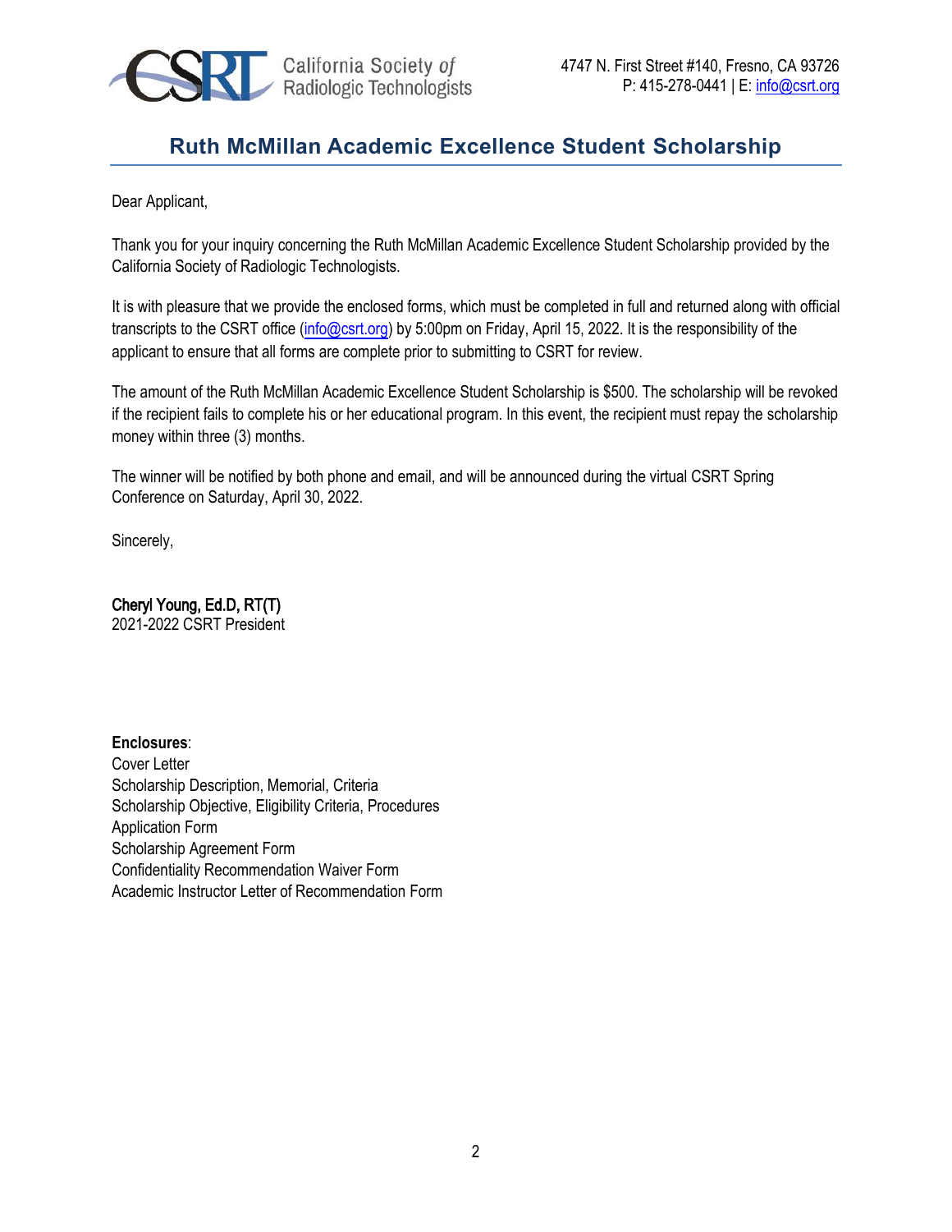California Society of Radiologic Technologists

4747 N. First Street #140, Fresno, CA 93726
P: 415-278-0441 | E: info@csrt.org

# Ruth McMillan Academic Excellence Student Scholarship

Dear Applicant,

Thank you for your inquiry concerning the Ruth McMillan Academic Excellence Student Scholarship provided by the California Society of Radiologic Technologists.

It is with pleasure that we provide the enclosed forms, which must be completed in full and returned along with official transcripts to the CSRT office (info@csrt.org) by 5:00pm on Friday, April 15, 2022. It is the responsibility of the applicant to ensure that all forms are complete prior to submitting to CSRT for review.

The amount of the Ruth McMillan Academic Excellence Student Scholarship is $500. The scholarship will be revoked if the recipient fails to complete his or her educational program. In this event, the recipient must repay the scholarship money within three (3) months.

The winner will be notified by both phone and email, and will be announced during the virtual CSRT Spring Conference on Saturday, April 30, 2022.

Sincerely,

**Cheryl Young, Ed.D, RT(T)**
2021-2022 CSRT President

**Enclosures**:
Cover Letter
Scholarship Description, Memorial, Criteria
Scholarship Objective, Eligibility Criteria, Procedures
Application Form
Scholarship Agreement Form
Confidentiality Recommendation Waiver Form
Academic Instructor Letter of Recommendation Form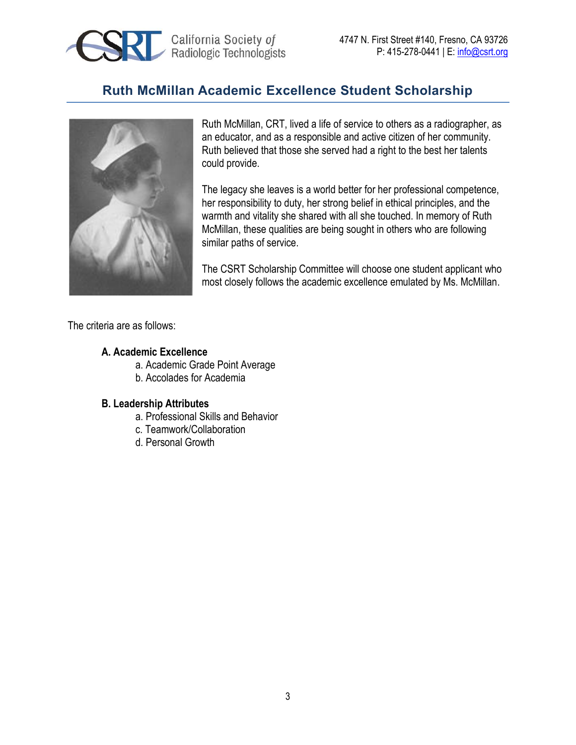California Society *of* Radiologic Technologists

4747 N. First Street #140, Fresno, CA 93726
P: 415-278-0441 | E: info@csrt.org

## Ruth McMillan Academic Excellence Student Scholarship

Ruth McMillan, CRT, lived a life of service to others as a radiographer, as an educator, and as a responsible and active citizen of her community. Ruth believed that those she served had a right to the best her talents could provide.

The legacy she leaves is a world better for her professional competence, her responsibility to duty, her strong belief in ethical principles, and the warmth and vitality she shared with all she touched. In memory of Ruth McMillan, these qualities are being sought in others who are following similar paths of service.

The CSRT Scholarship Committee will choose one student applicant who most closely follows the academic excellence emulated by Ms. McMillan.

The criteria are as follows:

**A. Academic Excellence**

a. Academic Grade Point Average
b. Accolades for Academia

**B. Leadership Attributes**

a. Professional Skills and Behavior
c. Teamwork/Collaboration
d. Personal Growth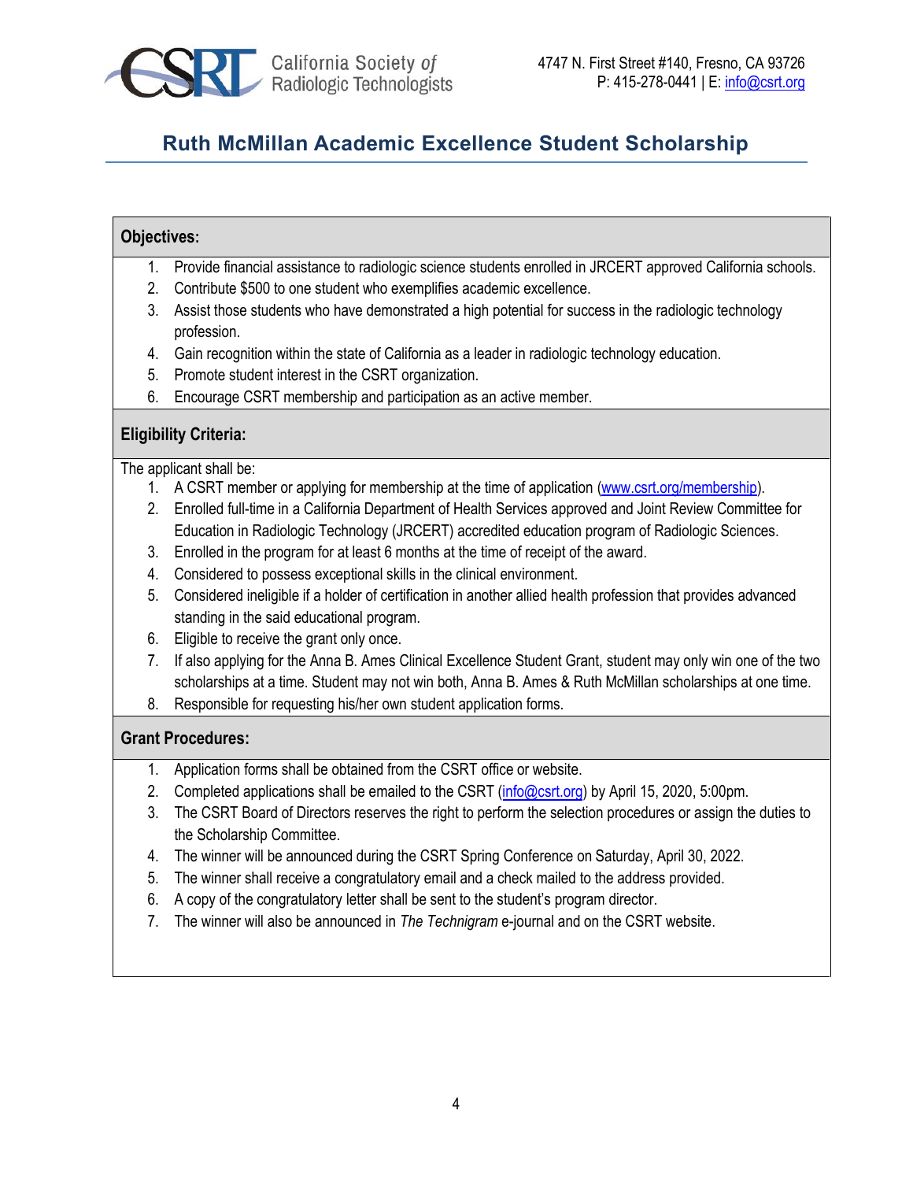California Society *of* Radiologic Technologists

4747 N. First Street #140, Fresno, CA 93726
P: 415-278-0441 | E: info@csrt.org

# Ruth McMillan Academic Excellence Student Scholarship

## Objectives:

1. Provide financial assistance to radiologic science students enrolled in JRCERT approved California schools.
2. Contribute $500 to one student who exemplifies academic excellence.
3. Assist those students who have demonstrated a high potential for success in the radiologic technology profession.
4. Gain recognition within the state of California as a leader in radiologic technology education.
5. Promote student interest in the CSRT organization.
6. Encourage CSRT membership and participation as an active member.

## Eligibility Criteria:

The applicant shall be:

1. A CSRT member or applying for membership at the time of application (www.csrt.org/membership).
2. Enrolled full-time in a California Department of Health Services approved and Joint Review Committee for Education in Radiologic Technology (JRCERT) accredited education program of Radiologic Sciences.
3. Enrolled in the program for at least 6 months at the time of receipt of the award.
4. Considered to possess exceptional skills in the clinical environment.
5. Considered ineligible if a holder of certification in another allied health profession that provides advanced standing in the said educational program.
6. Eligible to receive the grant only once.
7. If also applying for the Anna B. Ames Clinical Excellence Student Grant, student may only win one of the two scholarships at a time. Student may not win both, Anna B. Ames & Ruth McMillan scholarships at one time.
8. Responsible for requesting his/her own student application forms.

## Grant Procedures:

1. Application forms shall be obtained from the CSRT office or website.
2. Completed applications shall be emailed to the CSRT (info@csrt.org) by April 15, 2020, 5:00pm.
3. The CSRT Board of Directors reserves the right to perform the selection procedures or assign the duties to the Scholarship Committee.
4. The winner will be announced during the CSRT Spring Conference on Saturday, April 30, 2022.
5. The winner shall receive a congratulatory email and a check mailed to the address provided.
6. A copy of the congratulatory letter shall be sent to the student's program director.
7. The winner will also be announced in *The Technigram* e-journal and on the CSRT website.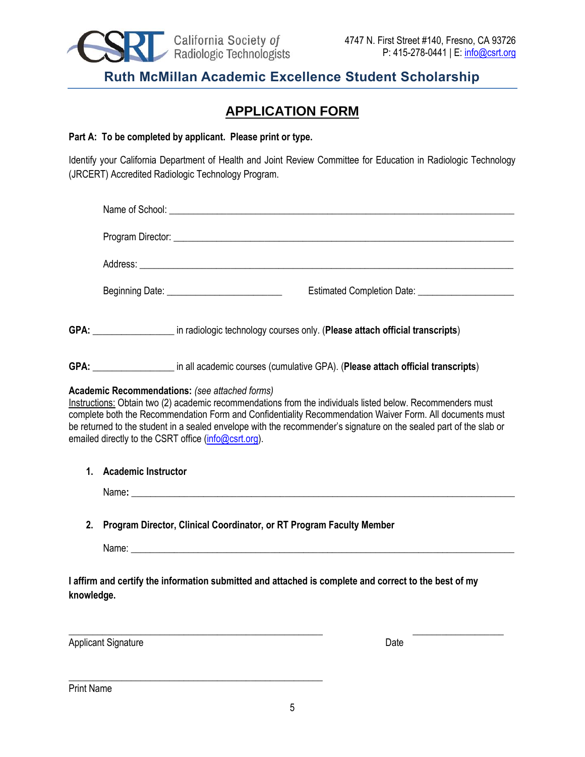California Society of Radiologic Technologists

4747 N. First Street #140, Fresno, CA 93726
P: 415-278-0441 | E: info@csrt.org

## Ruth McMillan Academic Excellence Student Scholarship

# APPLICATION FORM

**Part A: To be completed by applicant. Please print or type.**

Identify your California Department of Health and Joint Review Committee for Education in Radiologic Technology (JRCERT) Accredited Radiologic Technology Program.

Name of School: ______________________________________________________________

Program Director: ______________________________________________________________

Address: ______________________________________________________________

Beginning Date: ______________________ Estimated Completion Date: ___________________

**GPA:** ________________ in radiologic technology courses only. (**Please attach official transcripts**)

**GPA:** ________________ in all academic courses (cumulative GPA). (**Please attach official transcripts**)

**Academic Recommendations:** *(see attached forms)*
Instructions: Obtain two (2) academic recommendations from the individuals listed below. Recommenders must complete both the Recommendation Form and Confidentiality Recommendation Waiver Form. All documents must be returned to the student in a sealed envelope with the recommender's signature on the sealed part of the slab or emailed directly to the CSRT office (info@csrt.org).

1. **Academic Instructor**

   Name: ______________________________________________________________

2. **Program Director, Clinical Coordinator, or RT Program Faculty Member**

   Name: ______________________________________________________________

**I affirm and certify the information submitted and attached is complete and correct to the best of my knowledge.**

_____________________________________________ ___________________
Applicant Signature Date

_____________________________________________
Print Name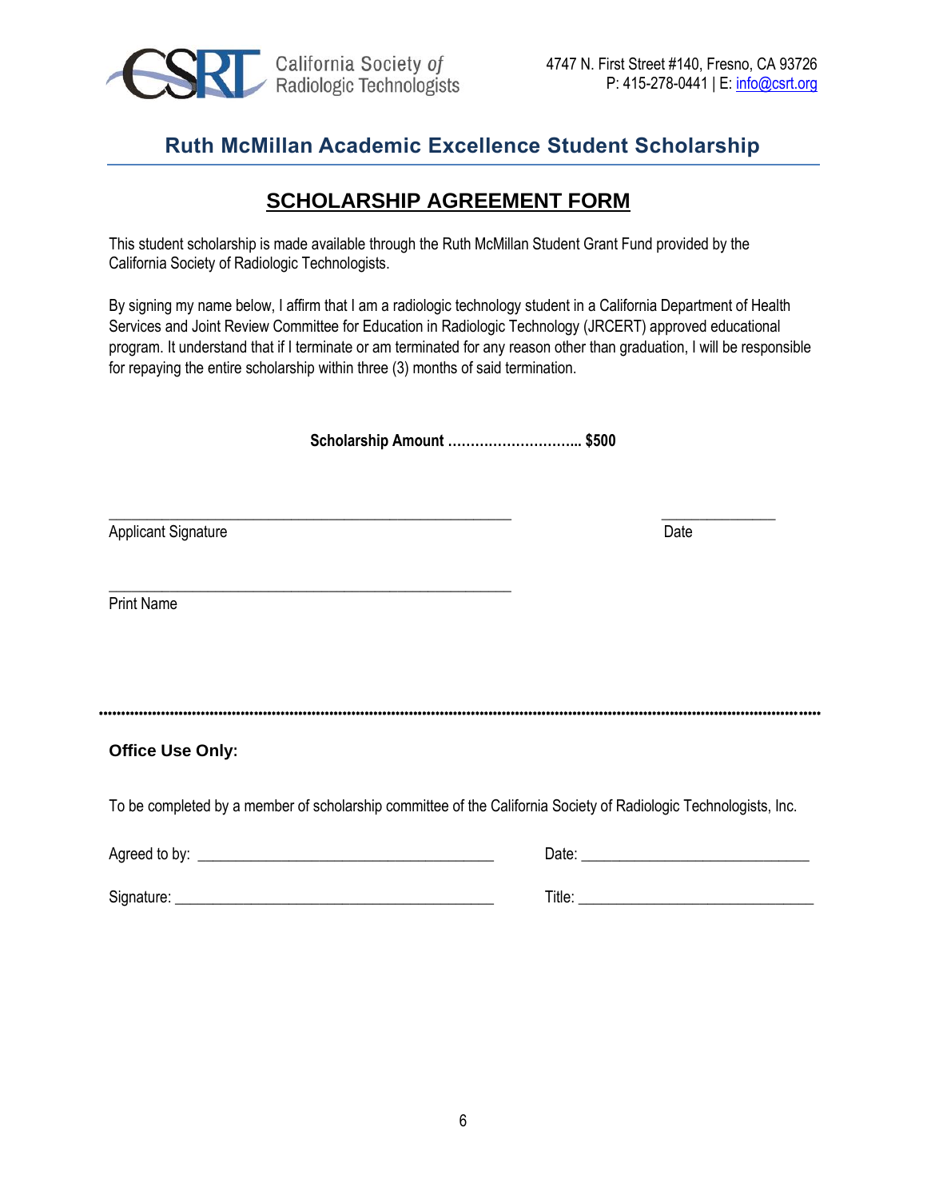California Society of Radiologic Technologists

4747 N. First Street #140, Fresno, CA 93726
P: 415-278-0441 | E: info@csrt.org

## Ruth McMillan Academic Excellence Student Scholarship

# SCHOLARSHIP AGREEMENT FORM

This student scholarship is made available through the Ruth McMillan Student Grant Fund provided by the California Society of Radiologic Technologists.

By signing my name below, I affirm that I am a radiologic technology student in a California Department of Health Services and Joint Review Committee for Education in Radiologic Technology (JRCERT) approved educational program. It understand that if I terminate or am terminated for any reason other than graduation, I will be responsible for repaying the entire scholarship within three (3) months of said termination.

**Scholarship Amount ……………………….. $500**

_____________________________________________ _______________
Applicant Signature Date

_____________________________________________
Print Name

---

**Office Use Only:**

To be completed by a member of scholarship committee of the California Society of Radiologic Technologists, Inc.

Agreed to by: ___________________________________ Date: ___________________________

Signature: ______________________________________ Title: ___________________________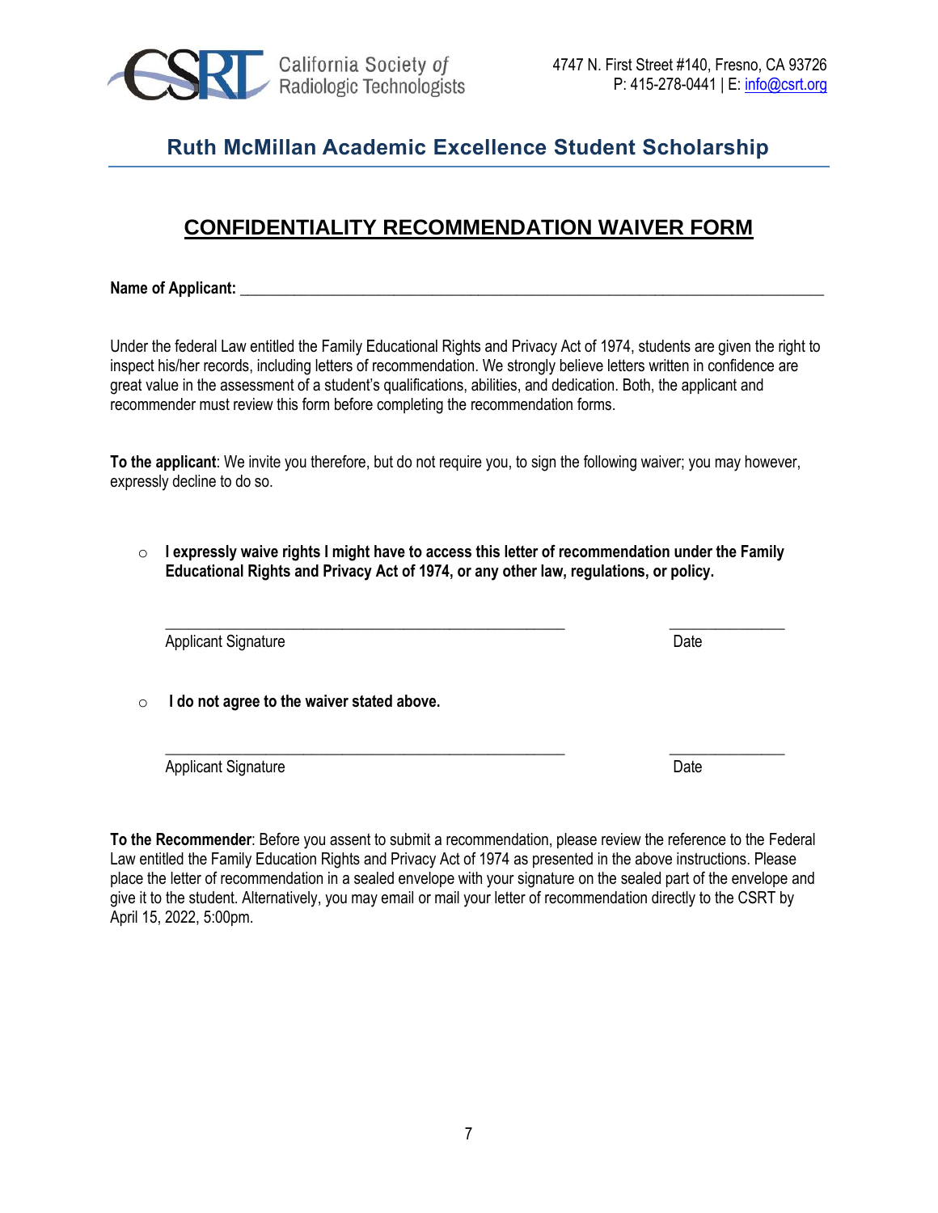California Society of Radiologic Technologists

4747 N. First Street #140, Fresno, CA 93726
P: 415-278-0441 | E: info@csrt.org

## Ruth McMillan Academic Excellence Student Scholarship

# CONFIDENTIALITY RECOMMENDATION WAIVER FORM

**Name of Applicant:** ___________________________________________________________________________

Under the federal Law entitled the Family Educational Rights and Privacy Act of 1974, students are given the right to inspect his/her records, including letters of recommendation. We strongly believe letters written in confidence are great value in the assessment of a student's qualifications, abilities, and dedication. Both, the applicant and recommender must review this form before completing the recommendation forms.

**To the applicant**: We invite you therefore, but do not require you, to sign the following waiver; you may however, expressly decline to do so.

- **I expressly waive rights I might have to access this letter of recommendation under the Family Educational Rights and Privacy Act of 1974, or any other law, regulations, or policy.**

  ____________________________________________________ _______________
  Applicant Signature Date

- **I do not agree to the waiver stated above.**

  ____________________________________________________ _______________
  Applicant Signature Date

**To the Recommender**: Before you assent to submit a recommendation, please review the reference to the Federal Law entitled the Family Education Rights and Privacy Act of 1974 as presented in the above instructions. Please place the letter of recommendation in a sealed envelope with your signature on the sealed part of the envelope and give it to the student. Alternatively, you may email or mail your letter of recommendation directly to the CSRT by April 15, 2022, 5:00pm.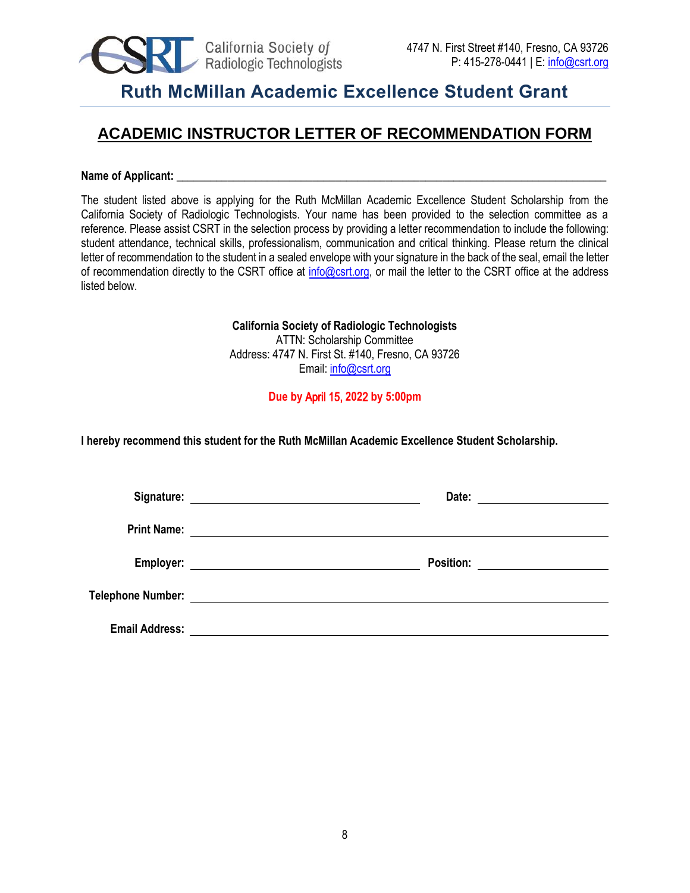California Society *of* Radiologic Technologists

4747 N. First Street #140, Fresno, CA 93726
P: 415-278-0441 | E: info@csrt.org

# Ruth McMillan Academic Excellence Student Grant

## ACADEMIC INSTRUCTOR LETTER OF RECOMMENDATION FORM

**Name of Applicant:** ______________________________________________________________

The student listed above is applying for the Ruth McMillan Academic Excellence Student Scholarship from the California Society of Radiologic Technologists. Your name has been provided to the selection committee as a reference. Please assist CSRT in the selection process by providing a letter recommendation to include the following: student attendance, technical skills, professionalism, communication and critical thinking. Please return the clinical letter of recommendation to the student in a sealed envelope with your signature in the back of the seal, email the letter of recommendation directly to the CSRT office at info@csrt.org, or mail the letter to the CSRT office at the address listed below.

**California Society of Radiologic Technologists**
ATTN: Scholarship Committee
Address: 4747 N. First St. #140, Fresno, CA 93726
Email: info@csrt.org

**Due by April 15, 2022 by 5:00pm**

**I hereby recommend this student for the Ruth McMillan Academic Excellence Student Scholarship.**

**Signature:** ______________________________ **Date:** ____________________

**Print Name:** ______________________________________________________

**Employer:** ______________________________ **Position:** ____________________

**Telephone Number:** ______________________________________________________

**Email Address:** ______________________________________________________